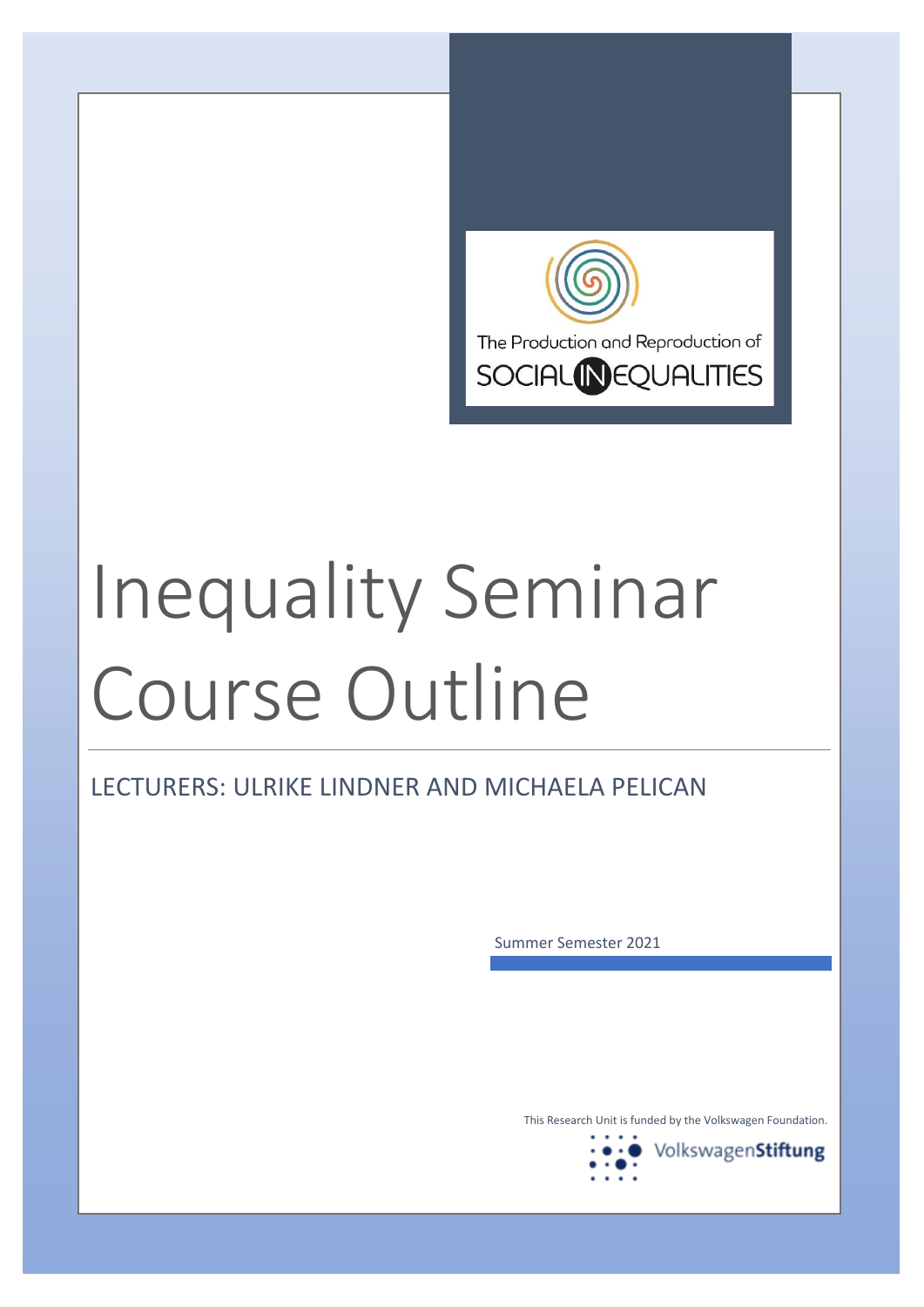The Production and Reproduction of SOCIAL INEQUALITIES

# Inequality Seminar Course Outline

## LECTURERS: ULRIKE LINDNER AND MICHAELA PELICAN

Summer Semester 2021

This Research Unit is funded by the Volkswagen Foundation.

VolkswagenStiftung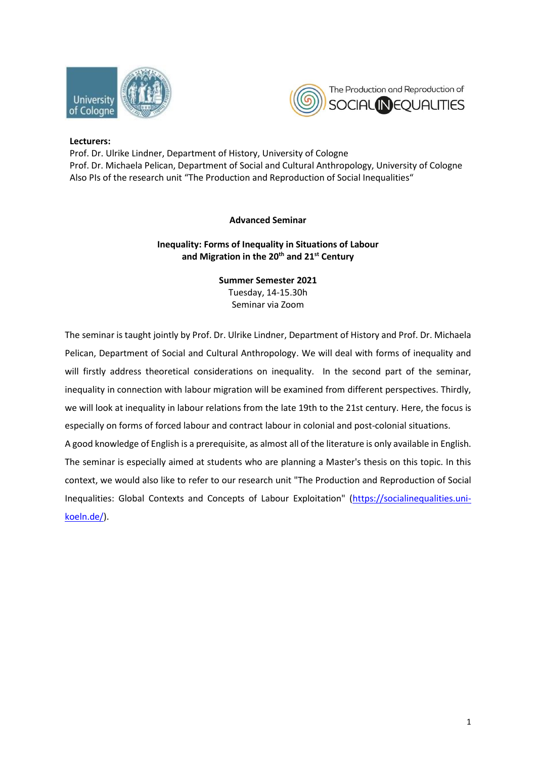**Lecturers:**
Prof. Dr. Ulrike Lindner, Department of History, University of Cologne
Prof. Dr. Michaela Pelican, Department of Social and Cultural Anthropology, University of Cologne
Also PIs of the research unit "The Production and Reproduction of Social Inequalities"

**Advanced Seminar**

**Inequality: Forms of Inequality in Situations of Labour and Migration in the 20th and 21st Century**

**Summer Semester 2021**
Tuesday, 14-15.30h
Seminar via Zoom

The seminar is taught jointly by Prof. Dr. Ulrike Lindner, Department of History and Prof. Dr. Michaela Pelican, Department of Social and Cultural Anthropology. We will deal with forms of inequality and will firstly address theoretical considerations on inequality. In the second part of the seminar, inequality in connection with labour migration will be examined from different perspectives. Thirdly, we will look at inequality in labour relations from the late 19th to the 21st century. Here, the focus is especially on forms of forced labour and contract labour in colonial and post-colonial situations.
A good knowledge of English is a prerequisite, as almost all of the literature is only available in English. The seminar is especially aimed at students who are planning a Master's thesis on this topic. In this context, we would also like to refer to our research unit "The Production and Reproduction of Social Inequalities: Global Contexts and Concepts of Labour Exploitation" (https://socialinequalities.uni-koeln.de/).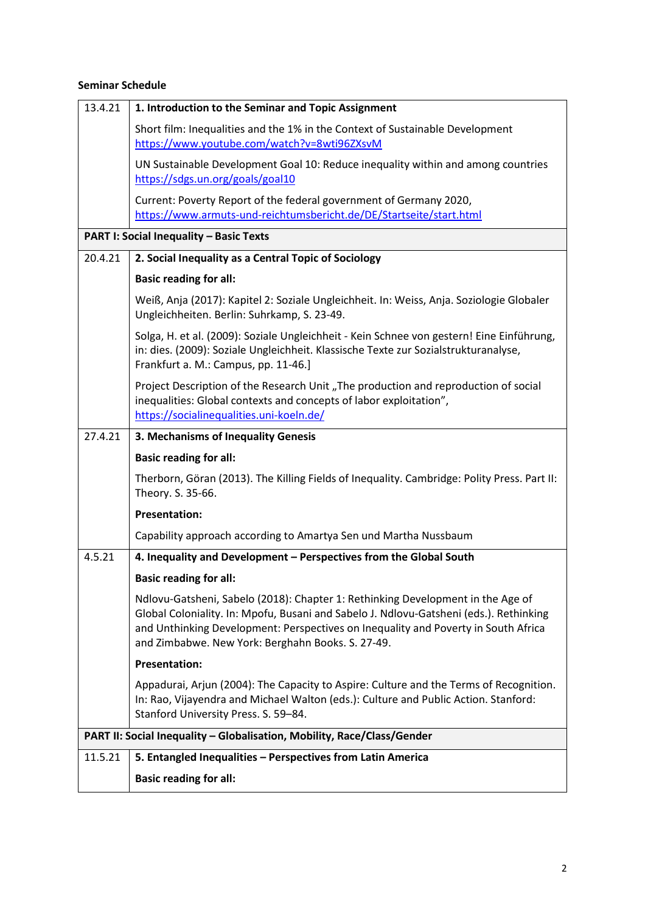**Seminar Schedule**

| | |
|---|---|
| 13.4.21 | **1. Introduction to the Seminar and Topic Assignment** |
| | Short film: Inequalities and the 1% in the Context of Sustainable Development https://www.youtube.com/watch?v=8wti96ZXsvM |
| | UN Sustainable Development Goal 10: Reduce inequality within and among countries https://sdgs.un.org/goals/goal10 |
| | Current: Poverty Report of the federal government of Germany 2020, https://www.armuts-und-reichtumsbericht.de/DE/Startseite/start.html |
| **PART I: Social Inequality – Basic Texts** | |
| 20.4.21 | **2. Social Inequality as a Central Topic of Sociology** |
| | **Basic reading for all:** |
| | Weiß, Anja (2017): Kapitel 2: Soziale Ungleichheit. In: Weiss, Anja. Soziologie Globaler Ungleichheiten. Berlin: Suhrkamp, S. 23-49. |
| | Solga, H. et al. (2009): Soziale Ungleichheit - Kein Schnee von gestern! Eine Einführung, in: dies. (2009): Soziale Ungleichheit. Klassische Texte zur Sozialstrukturanalyse, Frankfurt a. M.: Campus, pp. 11-46.] |
| | Project Description of the Research Unit „The production and reproduction of social inequalities: Global contexts and concepts of labor exploitation", https://socialinequalities.uni-koeln.de/ |
| 27.4.21 | **3. Mechanisms of Inequality Genesis** |
| | **Basic reading for all:** |
| | Therborn, Göran (2013). The Killing Fields of Inequality. Cambridge: Polity Press. Part II: Theory. S. 35-66. |
| | **Presentation:** |
| | Capability approach according to Amartya Sen und Martha Nussbaum |
| 4.5.21 | **4. Inequality and Development – Perspectives from the Global South** |
| | **Basic reading for all:** |
| | Ndlovu-Gatsheni, Sabelo (2018): Chapter 1: Rethinking Development in the Age of Global Coloniality. In: Mpofu, Busani and Sabelo J. Ndlovu-Gatsheni (eds.). Rethinking and Unthinking Development: Perspectives on Inequality and Poverty in South Africa and Zimbabwe. New York: Berghahn Books. S. 27-49. |
| | **Presentation:** |
| | Appadurai, Arjun (2004): The Capacity to Aspire: Culture and the Terms of Recognition. In: Rao, Vijayendra and Michael Walton (eds.): Culture and Public Action. Stanford: Stanford University Press. S. 59–84. |
| **PART II: Social Inequality – Globalisation, Mobility, Race/Class/Gender** | |
| 11.5.21 | **5. Entangled Inequalities – Perspectives from Latin America** |
| | **Basic reading for all:** |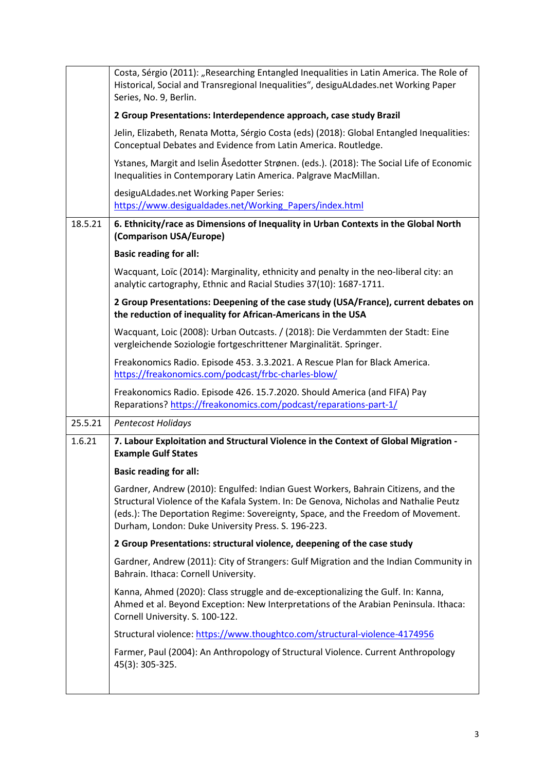| | |
|---|---|
| | Costa, Sérgio (2011): „Researching Entangled Inequalities in Latin America. The Role of Historical, Social and Transregional Inequalities", desiguALdades.net Working Paper Series, No. 9, Berlin.<br><br>**2 Group Presentations: Interdependence approach, case study Brazil**<br><br>Jelin, Elizabeth, Renata Motta, Sérgio Costa (eds) (2018): Global Entangled Inequalities: Conceptual Debates and Evidence from Latin America. Routledge.<br><br>Ystanes, Margit and Iselin Åsedotter Strønen. (eds.). (2018): The Social Life of Economic Inequalities in Contemporary Latin America. Palgrave MacMillan.<br><br>desiguALdades.net Working Paper Series: [https://www.desigualdades.net/Working_Papers/index.html](https://www.desigualdades.net/Working_Papers/index.html) |
| 18.5.21 | **6. Ethnicity/race as Dimensions of Inequality in Urban Contexts in the Global North (Comparison USA/Europe)**<br><br>**Basic reading for all:**<br><br>Wacquant, Loïc (2014): Marginality, ethnicity and penalty in the neo-liberal city: an analytic cartography, Ethnic and Racial Studies 37(10): 1687-1711.<br><br>**2 Group Presentations: Deepening of the case study (USA/France), current debates on the reduction of inequality for African-Americans in the USA**<br><br>Wacquant, Loic (2008): Urban Outcasts. / (2018): Die Verdammten der Stadt: Eine vergleichende Soziologie fortgeschrittener Marginalität. Springer.<br><br>Freakonomics Radio. Episode 453. 3.3.2021. A Rescue Plan for Black America. [https://freakonomics.com/podcast/frbc-charles-blow/](https://freakonomics.com/podcast/frbc-charles-blow/)<br><br>Freakonomics Radio. Episode 426. 15.7.2020. Should America (and FIFA) Pay Reparations? [https://freakonomics.com/podcast/reparations-part-1/](https://freakonomics.com/podcast/reparations-part-1/) |
| 25.5.21 | *Pentecost Holidays* |
| 1.6.21 | **7. Labour Exploitation and Structural Violence in the Context of Global Migration - Example Gulf States**<br><br>**Basic reading for all:**<br><br>Gardner, Andrew (2010): Engulfed: Indian Guest Workers, Bahrain Citizens, and the Structural Violence of the Kafala System. In: De Genova, Nicholas and Nathalie Peutz (eds.): The Deportation Regime: Sovereignty, Space, and the Freedom of Movement. Durham, London: Duke University Press. S. 196-223.<br><br>**2 Group Presentations: structural violence, deepening of the case study**<br><br>Gardner, Andrew (2011): City of Strangers: Gulf Migration and the Indian Community in Bahrain. Ithaca: Cornell University.<br><br>Kanna, Ahmed (2020): Class struggle and de-exceptionalizing the Gulf. In: Kanna, Ahmed et al. Beyond Exception: New Interpretations of the Arabian Peninsula. Ithaca: Cornell University. S. 100-122.<br><br>Structural violence: [https://www.thoughtco.com/structural-violence-4174956](https://www.thoughtco.com/structural-violence-4174956)<br><br>Farmer, Paul (2004): An Anthropology of Structural Violence. Current Anthropology 45(3): 305-325. |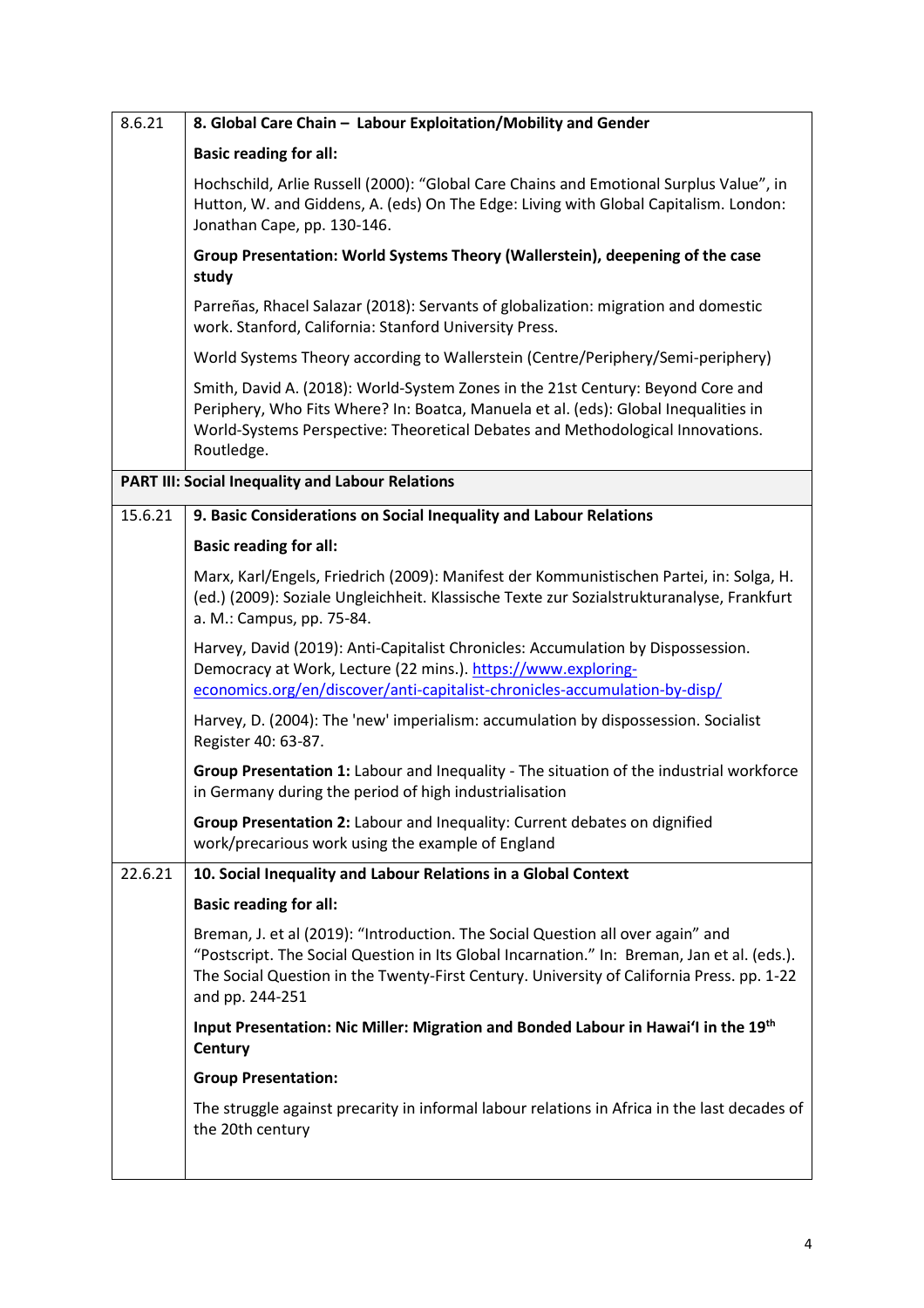| 8.6.21 | **8. Global Care Chain – Labour Exploitation/Mobility and Gender** |
|---|---|
| | **Basic reading for all:** |
| | Hochschild, Arlie Russell (2000): "Global Care Chains and Emotional Surplus Value", in Hutton, W. and Giddens, A. (eds) On The Edge: Living with Global Capitalism. London: Jonathan Cape, pp. 130-146. |
| | **Group Presentation: World Systems Theory (Wallerstein), deepening of the case study** |
| | Parreñas, Rhacel Salazar (2018): Servants of globalization: migration and domestic work. Stanford, California: Stanford University Press. |
| | World Systems Theory according to Wallerstein (Centre/Periphery/Semi-periphery) |
| | Smith, David A. (2018): World-System Zones in the 21st Century: Beyond Core and Periphery, Who Fits Where? In: Boatca, Manuela et al. (eds): Global Inequalities in World-Systems Perspective: Theoretical Debates and Methodological Innovations. Routledge. |
| **PART III: Social Inequality and Labour Relations** | |
| 15.6.21 | **9. Basic Considerations on Social Inequality and Labour Relations** |
| | **Basic reading for all:** |
| | Marx, Karl/Engels, Friedrich (2009): Manifest der Kommunistischen Partei, in: Solga, H. (ed.) (2009): Soziale Ungleichheit. Klassische Texte zur Sozialstrukturanalyse, Frankfurt a. M.: Campus, pp. 75-84. |
| | Harvey, David (2019): Anti-Capitalist Chronicles: Accumulation by Dispossession. Democracy at Work, Lecture (22 mins.). [https://www.exploring-economics.org/en/discover/anti-capitalist-chronicles-accumulation-by-disp/](https://www.exploring-economics.org/en/discover/anti-capitalist-chronicles-accumulation-by-disp/) |
| | Harvey, D. (2004): The 'new' imperialism: accumulation by dispossession. Socialist Register 40: 63-87. |
| | **Group Presentation 1:** Labour and Inequality - The situation of the industrial workforce in Germany during the period of high industrialisation |
| | **Group Presentation 2:** Labour and Inequality: Current debates on dignified work/precarious work using the example of England |
| 22.6.21 | **10. Social Inequality and Labour Relations in a Global Context** |
| | **Basic reading for all:** |
| | Breman, J. et al (2019): "Introduction. The Social Question all over again" and "Postscript. The Social Question in Its Global Incarnation." In: Breman, Jan et al. (eds.). The Social Question in the Twenty-First Century. University of California Press. pp. 1-22 and pp. 244-251 |
| | **Input Presentation: Nic Miller: Migration and Bonded Labour in Hawai'I in the 19th Century** |
| | **Group Presentation:** |
| | The struggle against precarity in informal labour relations in Africa in the last decades of the 20th century |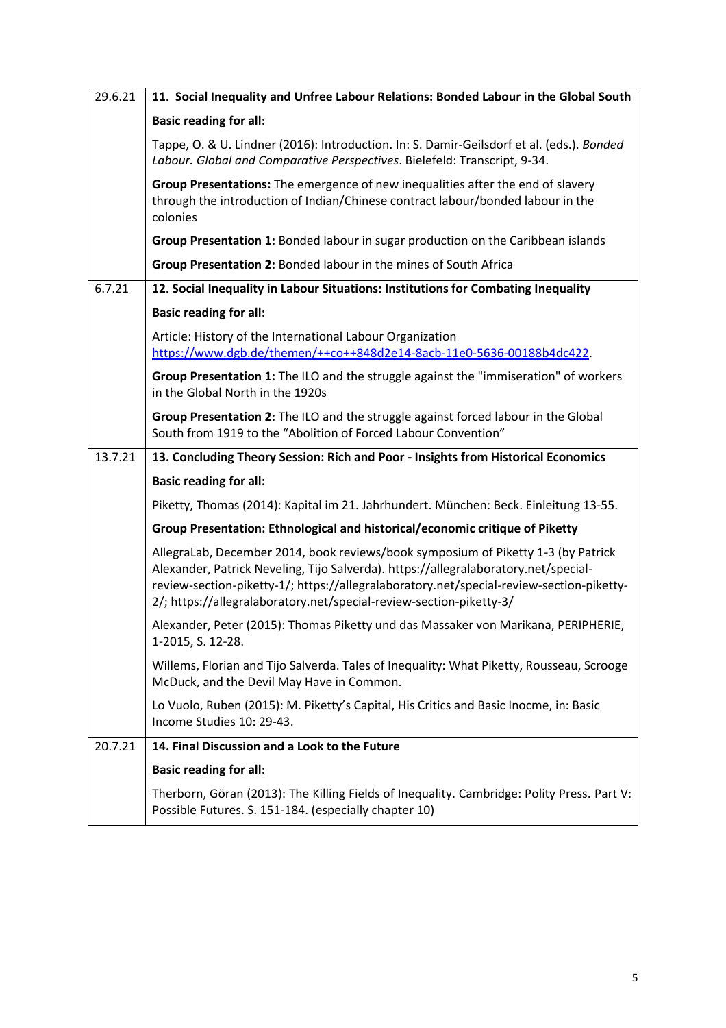| | |
|---|---|
| 29.6.21 | **11. Social Inequality and Unfree Labour Relations: Bonded Labour in the Global South** |
| | **Basic reading for all:** |
| | Tappe, O. & U. Lindner (2016): Introduction. In: S. Damir-Geilsdorf et al. (eds.). *Bonded Labour. Global and Comparative Perspectives*. Bielefeld: Transcript, 9-34. |
| | **Group Presentations:** The emergence of new inequalities after the end of slavery through the introduction of Indian/Chinese contract labour/bonded labour in the colonies |
| | **Group Presentation 1:** Bonded labour in sugar production on the Caribbean islands |
| | **Group Presentation 2:** Bonded labour in the mines of South Africa |
| 6.7.21 | **12. Social Inequality in Labour Situations: Institutions for Combating Inequality** |
| | **Basic reading for all:** |
| | Article: History of the International Labour Organization https://www.dgb.de/themen/++co++848d2e14-8acb-11e0-5636-00188b4dc422. |
| | **Group Presentation 1:** The ILO and the struggle against the "immiseration" of workers in the Global North in the 1920s |
| | **Group Presentation 2:** The ILO and the struggle against forced labour in the Global South from 1919 to the "Abolition of Forced Labour Convention" |
| 13.7.21 | **13. Concluding Theory Session: Rich and Poor - Insights from Historical Economics** |
| | **Basic reading for all:** |
| | Piketty, Thomas (2014): Kapital im 21. Jahrhundert. München: Beck. Einleitung 13-55. |
| | **Group Presentation: Ethnological and historical/economic critique of Piketty** |
| | AllegraLab, December 2014, book reviews/book symposium of Piketty 1-3 (by Patrick Alexander, Patrick Neveling, Tijo Salverda). https://allegralaboratory.net/special-review-section-piketty-1/; https://allegralaboratory.net/special-review-section-piketty-2/; https://allegralaboratory.net/special-review-section-piketty-3/ |
| | Alexander, Peter (2015): Thomas Piketty und das Massaker von Marikana, PERIPHERIE, 1-2015, S. 12-28. |
| | Willems, Florian and Tijo Salverda. Tales of Inequality: What Piketty, Rousseau, Scrooge McDuck, and the Devil May Have in Common. |
| | Lo Vuolo, Ruben (2015): M. Piketty's Capital, His Critics and Basic Inocme, in: Basic Income Studies 10: 29-43. |
| 20.7.21 | **14. Final Discussion and a Look to the Future** |
| | **Basic reading for all:** |
| | Therborn, Göran (2013): The Killing Fields of Inequality. Cambridge: Polity Press. Part V: Possible Futures. S. 151-184. (especially chapter 10) |